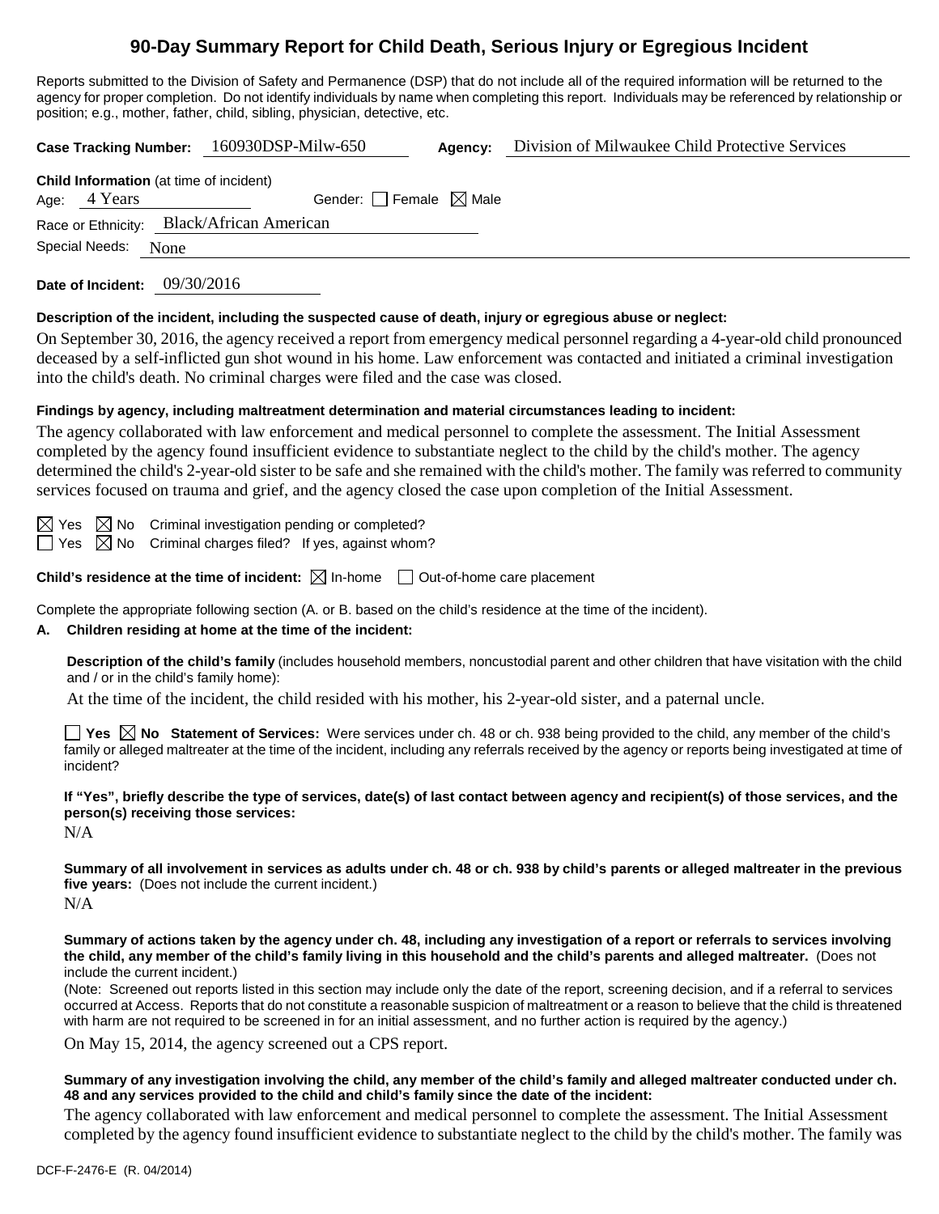# 90-Day Summary Report for Child Death, Serious Injury or Egregious Incident

Reports submitted to the Division of Safety and Permanence (DSP) that do not include all of the required information will be returned to the agency for proper completion. Do not identify individuals by name when completing this report. Individuals may be referenced by relationship or position; e.g., mother, father, child, sibling, physician, detective, etc.

**Case Tracking Number:** 160930DSP-Milw-650 **Agency:** Division of Milwaukee Child Protective Services

**Child Information** (at time of incident)

Age: 4 Years Gender: ☐ Female ☒ Male

Race or Ethnicity: Black/African American

Special Needs: None

**Date of Incident:** 09/30/2016

**Description of the incident, including the suspected cause of death, injury or egregious abuse or neglect:**

On September 30, 2016, the agency received a report from emergency medical personnel regarding a 4-year-old child pronounced deceased by a self-inflicted gun shot wound in his home. Law enforcement was contacted and initiated a criminal investigation into the child's death. No criminal charges were filed and the case was closed.

**Findings by agency, including maltreatment determination and material circumstances leading to incident:**

The agency collaborated with law enforcement and medical personnel to complete the assessment. The Initial Assessment completed by the agency found insufficient evidence to substantiate neglect to the child by the child's mother. The agency determined the child's 2-year-old sister to be safe and she remained with the child's mother. The family was referred to community services focused on trauma and grief, and the agency closed the case upon completion of the Initial Assessment.

☒ Yes ☒ No Criminal investigation pending or completed?

☐ Yes ☒ No Criminal charges filed? If yes, against whom?

**Child's residence at the time of incident:** ☒ In-home ☐ Out-of-home care placement

Complete the appropriate following section (A. or B. based on the child's residence at the time of the incident).

**A. Children residing at home at the time of the incident:**

**Description of the child's family** (includes household members, noncustodial parent and other children that have visitation with the child and / or in the child's family home):

At the time of the incident, the child resided with his mother, his 2-year-old sister, and a paternal uncle.

☐ **Yes** ☒ **No Statement of Services:** Were services under ch. 48 or ch. 938 being provided to the child, any member of the child's family or alleged maltreater at the time of the incident, including any referrals received by the agency or reports being investigated at time of incident?

**If "Yes", briefly describe the type of services, date(s) of last contact between agency and recipient(s) of those services, and the person(s) receiving those services:**

N/A

**Summary of all involvement in services as adults under ch. 48 or ch. 938 by child's parents or alleged maltreater in the previous five years:** (Does not include the current incident.)

N/A

**Summary of actions taken by the agency under ch. 48, including any investigation of a report or referrals to services involving the child, any member of the child's family living in this household and the child's parents and alleged maltreater.** (Does not include the current incident.)

(Note: Screened out reports listed in this section may include only the date of the report, screening decision, and if a referral to services occurred at Access. Reports that do not constitute a reasonable suspicion of maltreatment or a reason to believe that the child is threatened with harm are not required to be screened in for an initial assessment, and no further action is required by the agency.)

On May 15, 2014, the agency screened out a CPS report.

**Summary of any investigation involving the child, any member of the child's family and alleged maltreater conducted under ch. 48 and any services provided to the child and child's family since the date of the incident:**

The agency collaborated with law enforcement and medical personnel to complete the assessment. The Initial Assessment completed by the agency found insufficient evidence to substantiate neglect to the child by the child's mother. The family was

DCF-F-2476-E (R. 04/2014)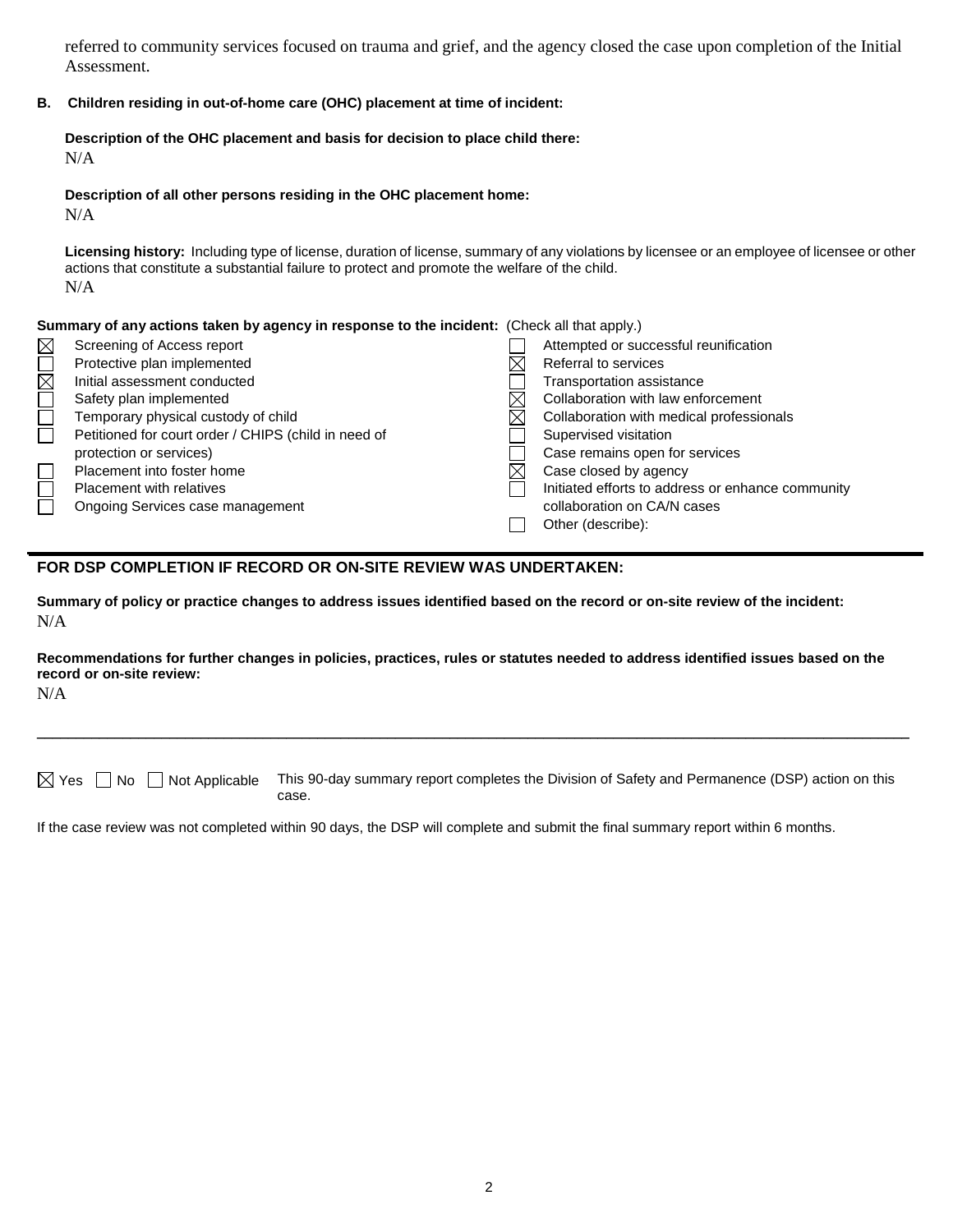referred to community services focused on trauma and grief, and the agency closed the case upon completion of the Initial Assessment.

**B. Children residing in out-of-home care (OHC) placement at time of incident:**

**Description of the OHC placement and basis for decision to place child there:**
N/A

**Description of all other persons residing in the OHC placement home:**
N/A

**Licensing history:** Including type of license, duration of license, summary of any violations by licensee or an employee of licensee or other actions that constitute a substantial failure to protect and promote the welfare of the child.
N/A

**Summary of any actions taken by agency in response to the incident:** (Check all that apply.)

- ☒ Screening of Access report
- ☐ Protective plan implemented
- ☒ Initial assessment conducted
- ☐ Safety plan implemented
- ☐ Temporary physical custody of child
- ☐ Petitioned for court order / CHIPS (child in need of protection or services)
- ☐ Placement into foster home
- ☐ Placement with relatives
- ☐ Ongoing Services case management
- ☐ Attempted or successful reunification
- ☒ Referral to services
- ☐ Transportation assistance
- ☒ Collaboration with law enforcement
- ☒ Collaboration with medical professionals
- ☐ Supervised visitation
- ☐ Case remains open for services
- ☒ Case closed by agency
- ☐ Initiated efforts to address or enhance community collaboration on CA/N cases
- ☐ Other (describe):

## FOR DSP COMPLETION IF RECORD OR ON-SITE REVIEW WAS UNDERTAKEN:

**Summary of policy or practice changes to address issues identified based on the record or on-site review of the incident:**
N/A

**Recommendations for further changes in policies, practices, rules or statutes needed to address identified issues based on the record or on-site review:**
N/A

---

☒ Yes ☐ No ☐ Not Applicable This 90-day summary report completes the Division of Safety and Permanence (DSP) action on this case.

If the case review was not completed within 90 days, the DSP will complete and submit the final summary report within 6 months.